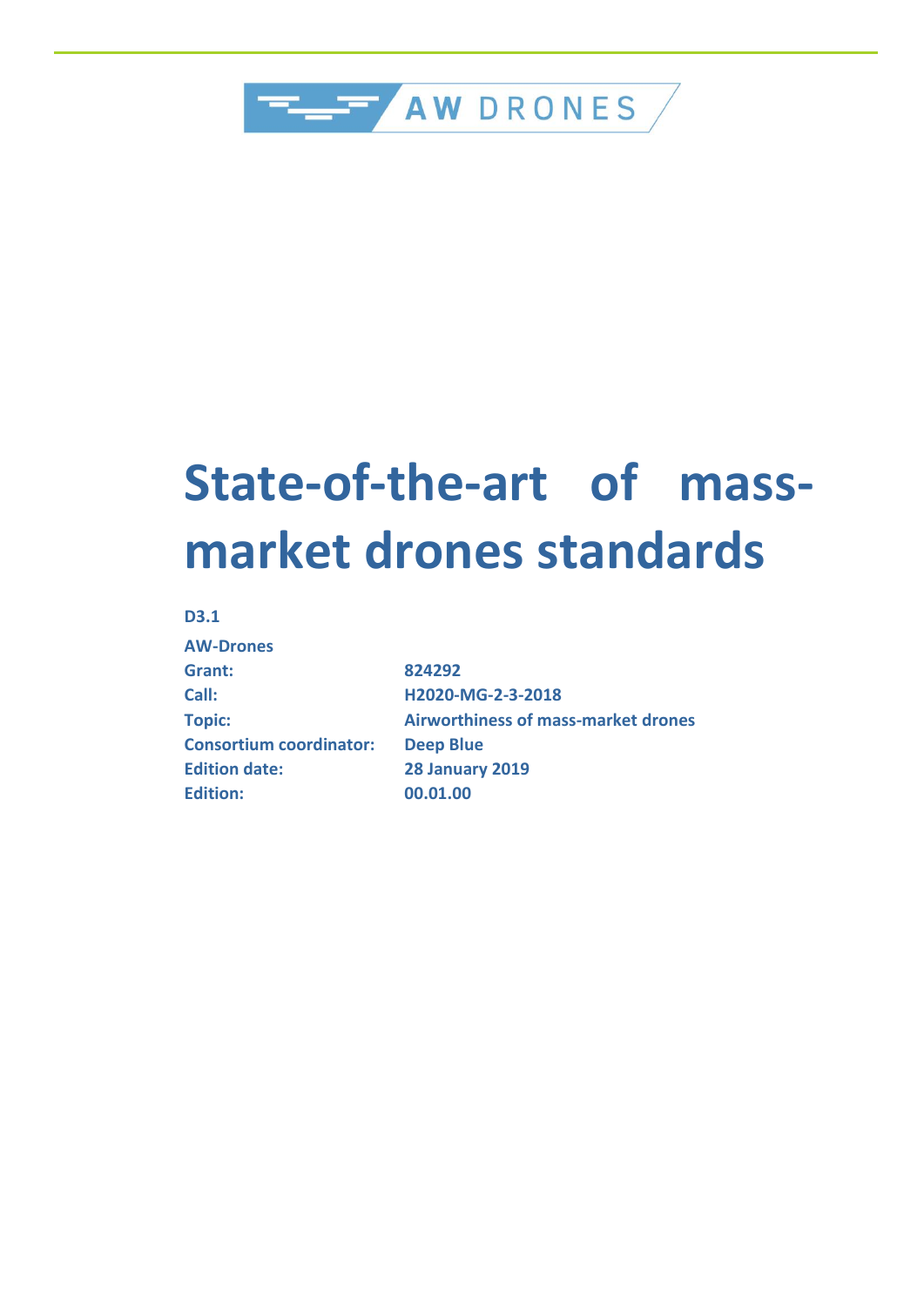AW DRONES

# State-of-the-art of mass-market drones standards

**D3.1**

**AW-Drones**

| | |
|---|---|
| **Grant:** | **824292** |
| **Call:** | **H2020-MG-2-3-2018** |
| **Topic:** | **Airworthiness of mass-market drones** |
| **Consortium coordinator:** | **Deep Blue** |
| **Edition date:** | **28 January 2019** |
| **Edition:** | **00.01.00** |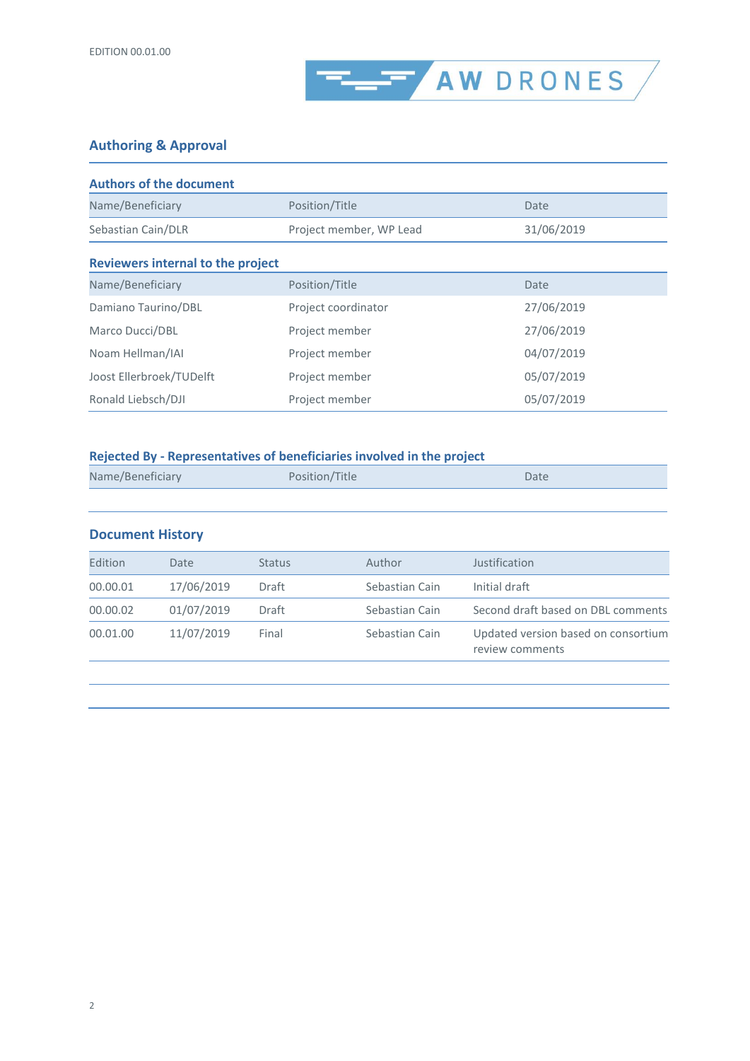## Authoring & Approval

### Authors of the document

| Name/Beneficiary | Position/Title | Date |
|---|---|---|
| Sebastian Cain/DLR | Project member, WP Lead | 31/06/2019 |

### Reviewers internal to the project

| Name/Beneficiary | Position/Title | Date |
|---|---|---|
| Damiano Taurino/DBL | Project coordinator | 27/06/2019 |
| Marco Ducci/DBL | Project member | 27/06/2019 |
| Noam Hellman/IAI | Project member | 04/07/2019 |
| Joost Ellerbroek/TUDelft | Project member | 05/07/2019 |
| Ronald Liebsch/DJI | Project member | 05/07/2019 |

### Rejected By - Representatives of beneficiaries involved in the project

| Name/Beneficiary | Position/Title | Date |
|---|---|---|
| | | |

## Document History

| Edition | Date | Status | Author | Justification |
|---|---|---|---|---|
| 00.00.01 | 17/06/2019 | Draft | Sebastian Cain | Initial draft |
| 00.00.02 | 01/07/2019 | Draft | Sebastian Cain | Second draft based on DBL comments |
| 00.01.00 | 11/07/2019 | Final | Sebastian Cain | Updated version based on consortium review comments |
| | | | | |
| | | | | |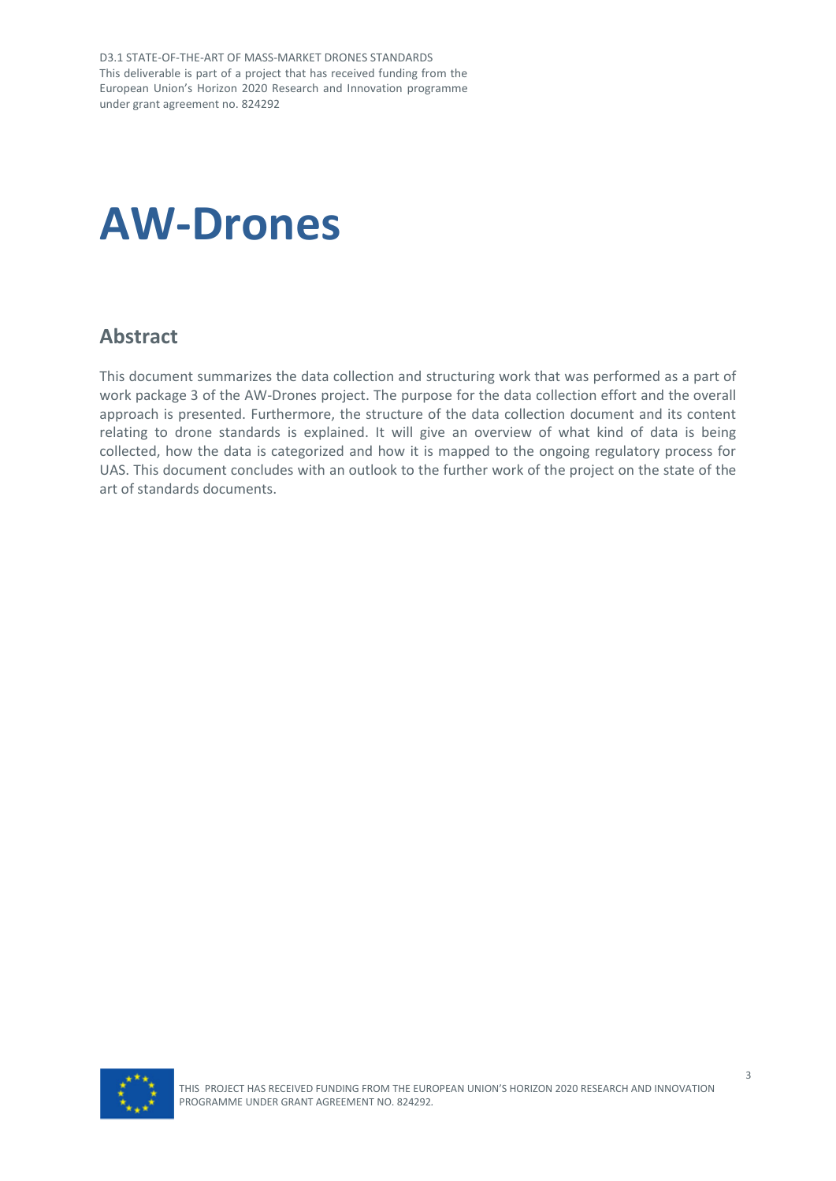# AW-Drones

## Abstract

This document summarizes the data collection and structuring work that was performed as a part of work package 3 of the AW-Drones project. The purpose for the data collection effort and the overall approach is presented. Furthermore, the structure of the data collection document and its content relating to drone standards is explained. It will give an overview of what kind of data is being collected, how the data is categorized and how it is mapped to the ongoing regulatory process for UAS. This document concludes with an outlook to the further work of the project on the state of the art of standards documents.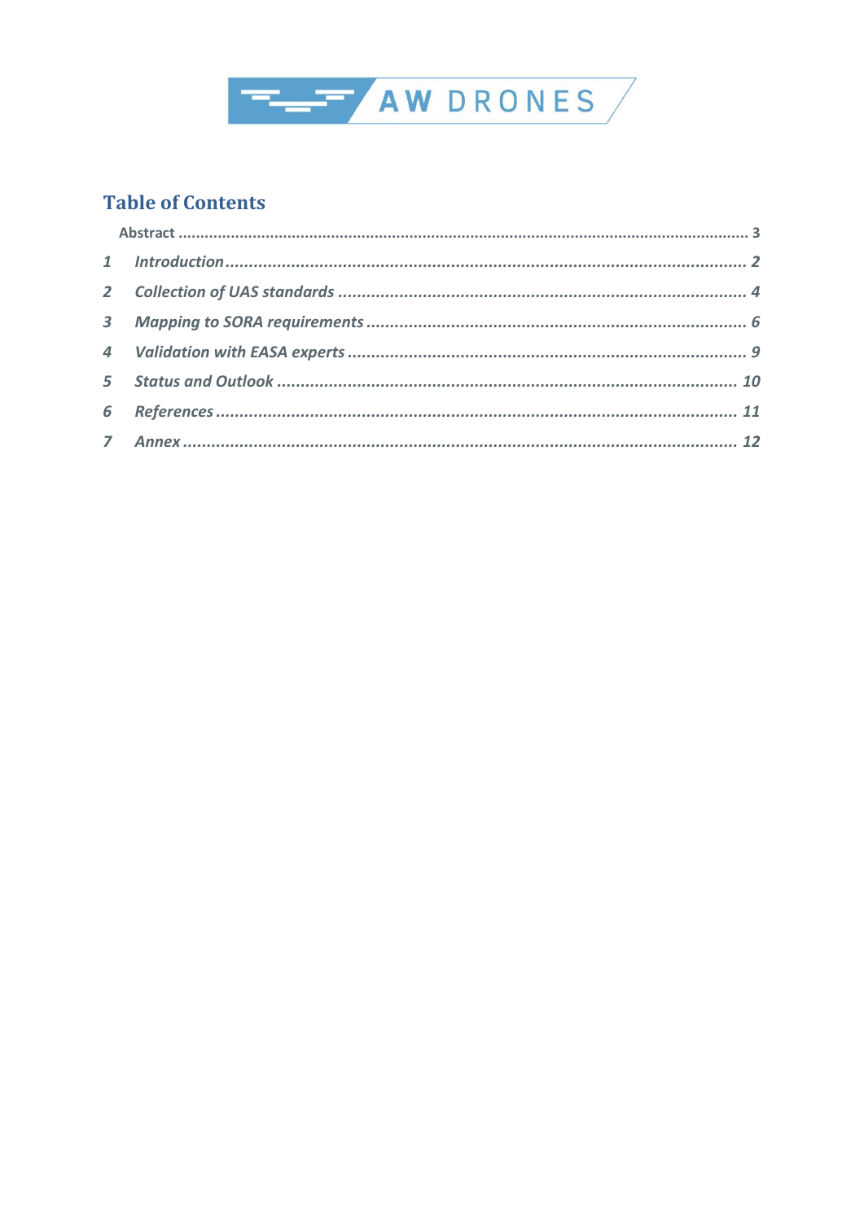# Table of Contents

Abstract ........................................................................................................................ 3

1 *Introduction* .................................................................................................................. *2*

2 *Collection of UAS standards* ........................................................................................ *4*

3 *Mapping to SORA requirements* .................................................................................. *6*

4 *Validation with EASA experts* ...................................................................................... *9*

5 *Status and Outlook* ...................................................................................................... *10*

6 *References* .................................................................................................................. *11*

7 *Annex* .......................................................................................................................... *12*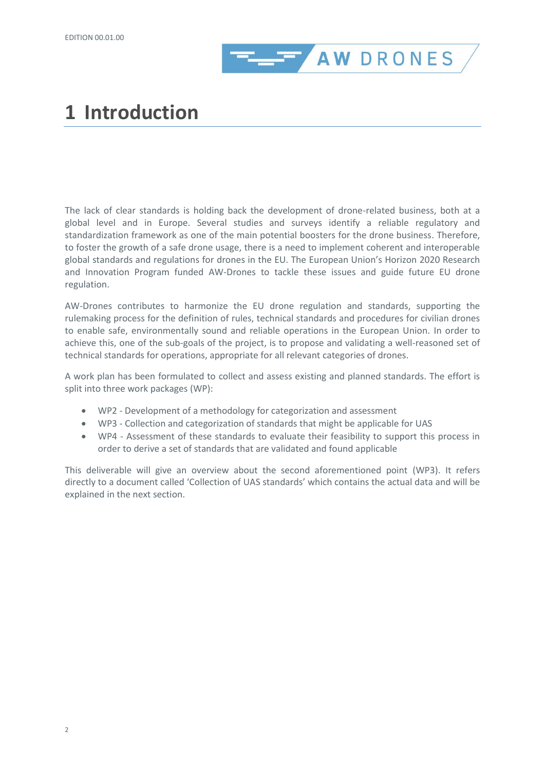# 1 Introduction

The lack of clear standards is holding back the development of drone-related business, both at a global level and in Europe. Several studies and surveys identify a reliable regulatory and standardization framework as one of the main potential boosters for the drone business. Therefore, to foster the growth of a safe drone usage, there is a need to implement coherent and interoperable global standards and regulations for drones in the EU. The European Union's Horizon 2020 Research and Innovation Program funded AW-Drones to tackle these issues and guide future EU drone regulation.

AW-Drones contributes to harmonize the EU drone regulation and standards, supporting the rulemaking process for the definition of rules, technical standards and procedures for civilian drones to enable safe, environmentally sound and reliable operations in the European Union. In order to achieve this, one of the sub-goals of the project, is to propose and validating a well-reasoned set of technical standards for operations, appropriate for all relevant categories of drones.

A work plan has been formulated to collect and assess existing and planned standards. The effort is split into three work packages (WP):

- WP2 - Development of a methodology for categorization and assessment
- WP3 - Collection and categorization of standards that might be applicable for UAS
- WP4 - Assessment of these standards to evaluate their feasibility to support this process in order to derive a set of standards that are validated and found applicable

This deliverable will give an overview about the second aforementioned point (WP3). It refers directly to a document called 'Collection of UAS standards' which contains the actual data and will be explained in the next section.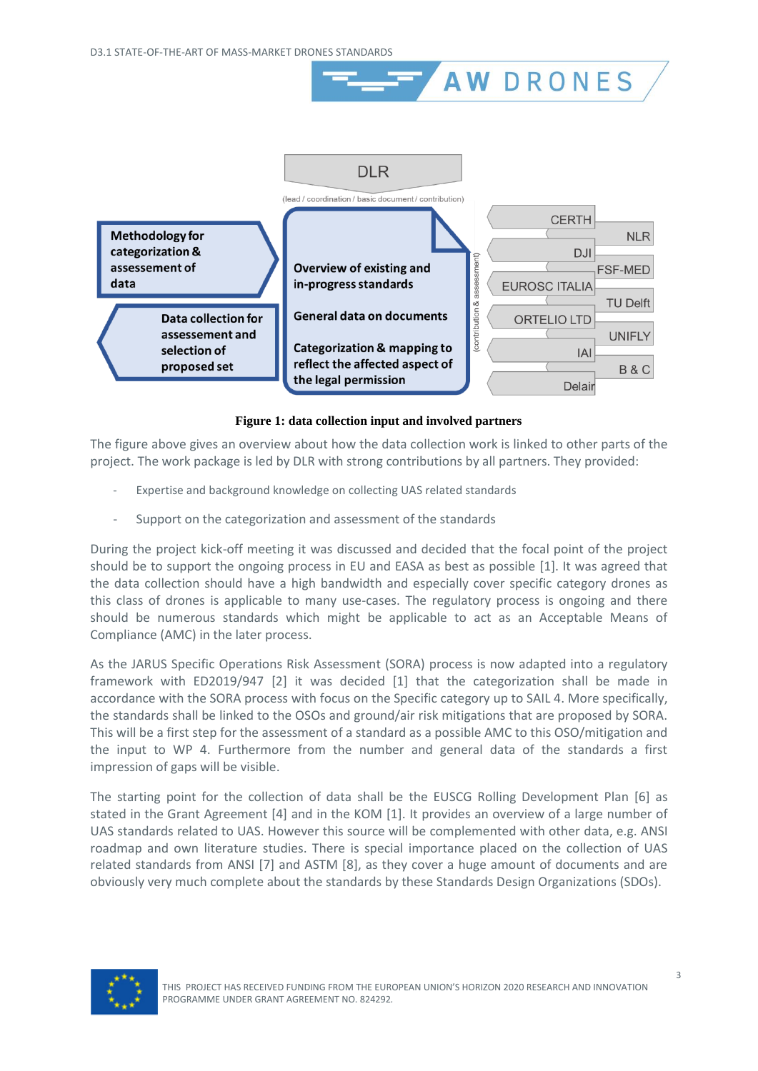**Figure 1: data collection input and involved partners**

The figure above gives an overview about how the data collection work is linked to other parts of the project. The work package is led by DLR with strong contributions by all partners. They provided:

- Expertise and background knowledge on collecting UAS related standards
- Support on the categorization and assessment of the standards

During the project kick-off meeting it was discussed and decided that the focal point of the project should be to support the ongoing process in EU and EASA as best as possible [1]. It was agreed that the data collection should have a high bandwidth and especially cover specific category drones as this class of drones is applicable to many use-cases. The regulatory process is ongoing and there should be numerous standards which might be applicable to act as an Acceptable Means of Compliance (AMC) in the later process.

As the JARUS Specific Operations Risk Assessment (SORA) process is now adapted into a regulatory framework with ED2019/947 [2] it was decided [1] that the categorization shall be made in accordance with the SORA process with focus on the Specific category up to SAIL 4. More specifically, the standards shall be linked to the OSOs and ground/air risk mitigations that are proposed by SORA. This will be a first step for the assessment of a standard as a possible AMC to this OSO/mitigation and the input to WP 4. Furthermore from the number and general data of the standards a first impression of gaps will be visible.

The starting point for the collection of data shall be the EUSCG Rolling Development Plan [6] as stated in the Grant Agreement [4] and in the KOM [1]. It provides an overview of a large number of UAS standards related to UAS. However this source will be complemented with other data, e.g. ANSI roadmap and own literature studies. There is special importance placed on the collection of UAS related standards from ANSI [7] and ASTM [8], as they cover a huge amount of documents and are obviously very much complete about the standards by these Standards Design Organizations (SDOs).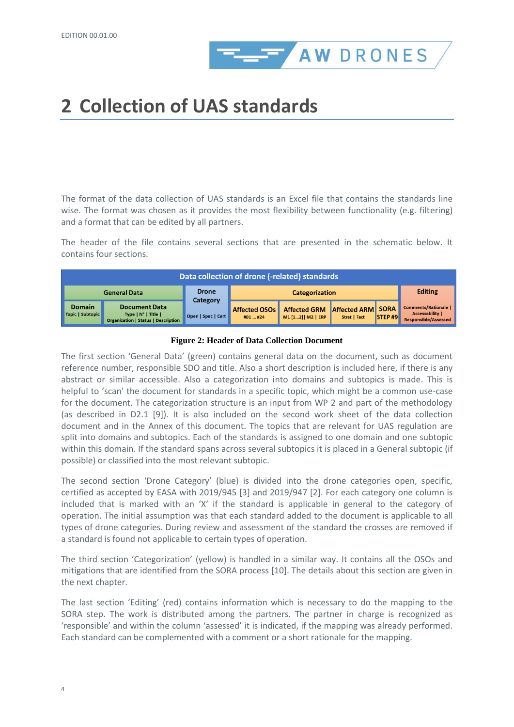# 2 Collection of UAS standards

The format of the data collection of UAS standards is an Excel file that contains the standards line wise. The format was chosen as it provides the most flexibility between functionality (e.g. filtering) and a format that can be edited by all partners.

The header of the file contains several sections that are presented in the schematic below. It contains four sections.

| Data collection of drone (-related) standards | | | | | | | |
|---|---|---|---|---|---|---|---|
| General Data | | Drone Category | Categorization | | | | Editing |
| Domain<br>Topic \| Subtopic | Document Data<br>Type \| N° \| Title \|<br>Organization \| Status \| Description | Open \| Spec \| Cert | Affected OSOs<br>#01 … #24 | Affected GRM<br>M1 [1…2]\| M2 \| ERP | Affected ARM<br>Strat \| Tact | SORA<br>STEP #9 | Comments/Rationale \|<br>Accessability \|<br>Responsible/Assessed |

**Figure 2: Header of Data Collection Document**

The first section 'General Data' (green) contains general data on the document, such as document reference number, responsible SDO and title. Also a short description is included here, if there is any abstract or similar accessible. Also a categorization into domains and subtopics is made. This is helpful to 'scan' the document for standards in a specific topic, which might be a common use-case for the document. The categorization structure is an input from WP 2 and part of the methodology (as described in D2.1 [9]). It is also included on the second work sheet of the data collection document and in the Annex of this document. The topics that are relevant for UAS regulation are split into domains and subtopics. Each of the standards is assigned to one domain and one subtopic within this domain. If the standard spans across several subtopics it is placed in a General subtopic (if possible) or classified into the most relevant subtopic.

The second section 'Drone Category' (blue) is divided into the drone categories open, specific, certified as accepted by EASA with 2019/945 [3] and 2019/947 [2]. For each category one column is included that is marked with an 'X' if the standard is applicable in general to the category of operation. The initial assumption was that each standard added to the document is applicable to all types of drone categories. During review and assessment of the standard the crosses are removed if a standard is found not applicable to certain types of operation.

The third section 'Categorization' (yellow) is handled in a similar way. It contains all the OSOs and mitigations that are identified from the SORA process [10]. The details about this section are given in the next chapter.

The last section 'Editing' (red) contains information which is necessary to do the mapping to the SORA step. The work is distributed among the partners. The partner in charge is recognized as 'responsible' and within the column 'assessed' it is indicated, if the mapping was already performed. Each standard can be complemented with a comment or a short rationale for the mapping.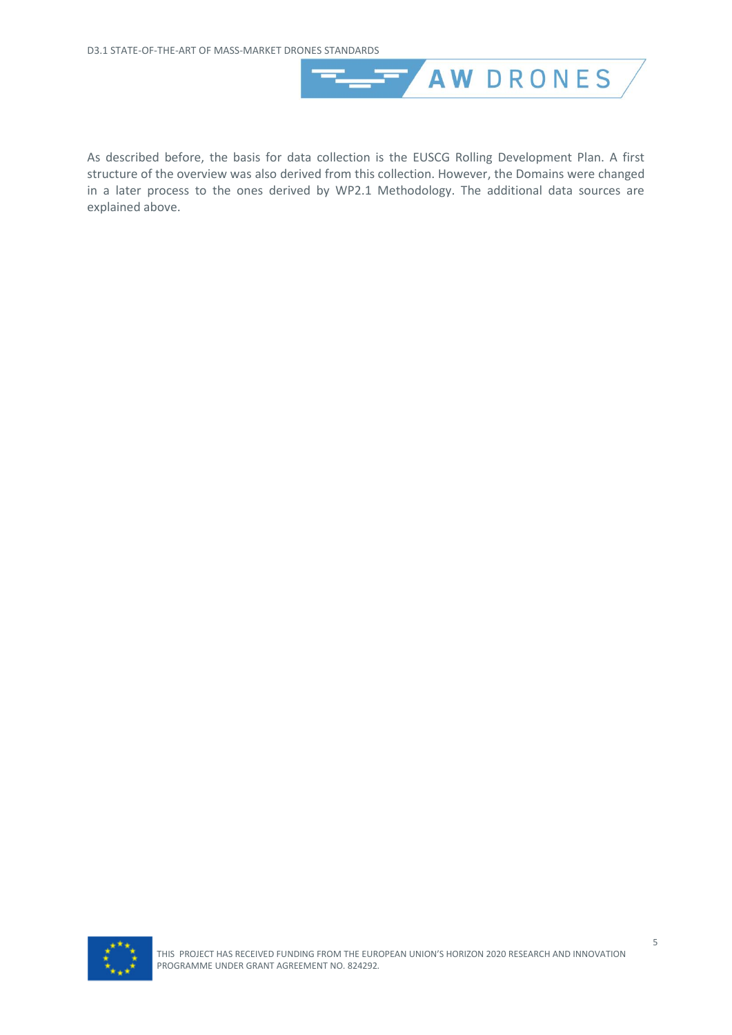As described before, the basis for data collection is the EUSCG Rolling Development Plan. A first structure of the overview was also derived from this collection. However, the Domains were changed in a later process to the ones derived by WP2.1 Methodology. The additional data sources are explained above.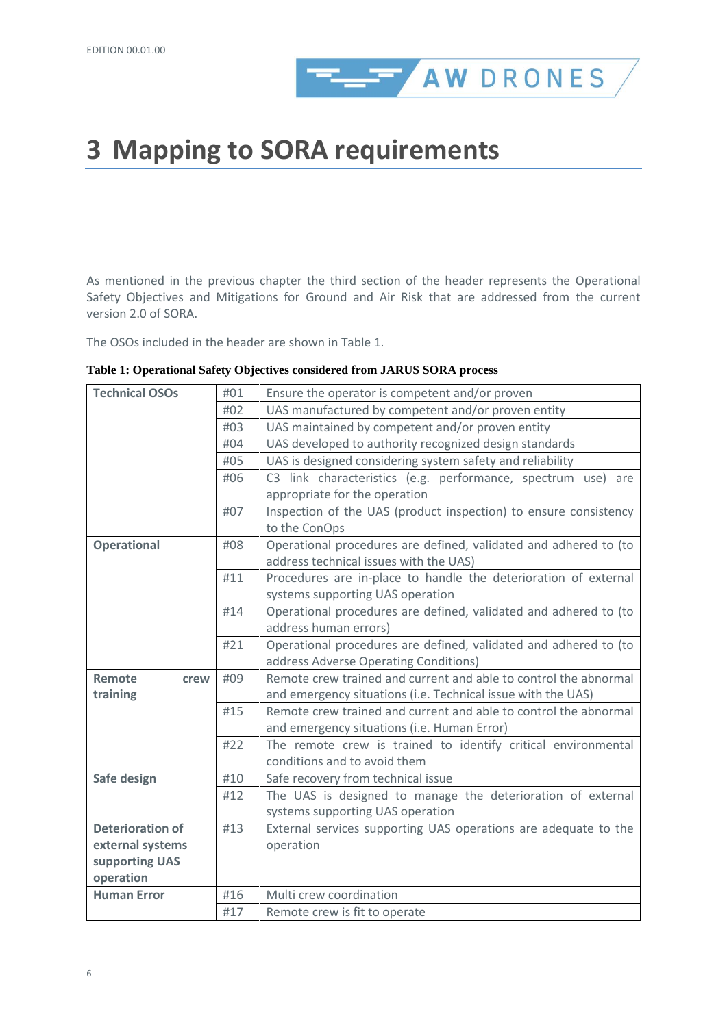# 3 Mapping to SORA requirements

As mentioned in the previous chapter the third section of the header represents the Operational Safety Objectives and Mitigations for Ground and Air Risk that are addressed from the current version 2.0 of SORA.

The OSOs included in the header are shown in Table 1.

**Table 1: Operational Safety Objectives considered from JARUS SORA process**

| | | |
|---|---|---|
| **Technical OSOs** | #01 | Ensure the operator is competent and/or proven |
| | #02 | UAS manufactured by competent and/or proven entity |
| | #03 | UAS maintained by competent and/or proven entity |
| | #04 | UAS developed to authority recognized design standards |
| | #05 | UAS is designed considering system safety and reliability |
| | #06 | C3 link characteristics (e.g. performance, spectrum use) are appropriate for the operation |
| | #07 | Inspection of the UAS (product inspection) to ensure consistency to the ConOps |
| **Operational** | #08 | Operational procedures are defined, validated and adhered to (to address technical issues with the UAS) |
| | #11 | Procedures are in-place to handle the deterioration of external systems supporting UAS operation |
| | #14 | Operational procedures are defined, validated and adhered to (to address human errors) |
| | #21 | Operational procedures are defined, validated and adhered to (to address Adverse Operating Conditions) |
| **Remote crew training** | #09 | Remote crew trained and current and able to control the abnormal and emergency situations (i.e. Technical issue with the UAS) |
| | #15 | Remote crew trained and current and able to control the abnormal and emergency situations (i.e. Human Error) |
| | #22 | The remote crew is trained to identify critical environmental conditions and to avoid them |
| **Safe design** | #10 | Safe recovery from technical issue |
| | #12 | The UAS is designed to manage the deterioration of external systems supporting UAS operation |
| **Deterioration of external systems supporting UAS operation** | #13 | External services supporting UAS operations are adequate to the operation |
| **Human Error** | #16 | Multi crew coordination |
| | #17 | Remote crew is fit to operate |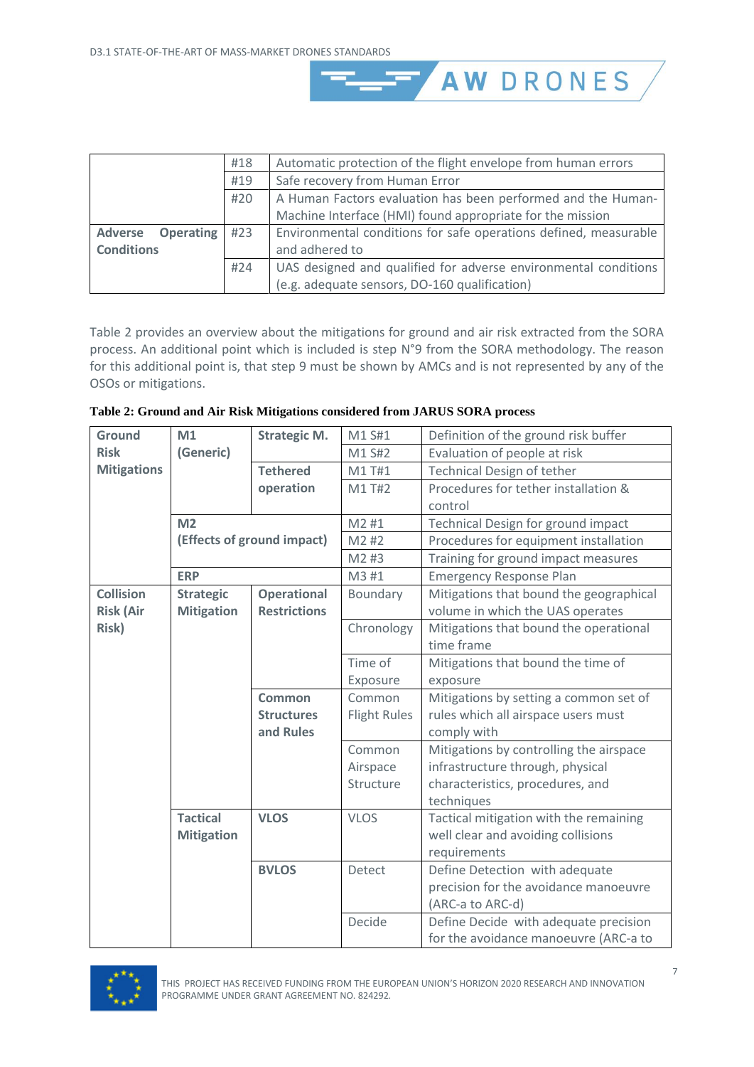|  | #18 | Automatic protection of the flight envelope from human errors |
|---|---|---|
|  | #19 | Safe recovery from Human Error |
|  | #20 | A Human Factors evaluation has been performed and the Human-Machine Interface (HMI) found appropriate for the mission |
| **Adverse Operating Conditions** | #23 | Environmental conditions for safe operations defined, measurable and adhered to |
|  | #24 | UAS designed and qualified for adverse environmental conditions (e.g. adequate sensors, DO-160 qualification) |

Table 2 provides an overview about the mitigations for ground and air risk extracted from the SORA process. An additional point which is included is step N°9 from the SORA methodology. The reason for this additional point is, that step 9 must be shown by AMCs and is not represented by any of the OSOs or mitigations.

**Table 2: Ground and Air Risk Mitigations considered from JARUS SORA process**

| **Ground Risk Mitigations** | **M1 (Generic)** | **Strategic M.** | M1 S#1 | Definition of the ground risk buffer |
|---|---|---|---|---|
|  |  |  | M1 S#2 | Evaluation of people at risk |
|  |  | **Tethered operation** | M1 T#1 | Technical Design of tether |
|  |  |  | M1 T#2 | Procedures for tether installation & control |
|  | **M2 (Effects of ground impact)** |  | M2 #1 | Technical Design for ground impact |
|  |  |  | M2 #2 | Procedures for equipment installation |
|  |  |  | M2 #3 | Training for ground impact measures |
|  | **ERP** |  | M3 #1 | Emergency Response Plan |
| **Collision Risk (Air Risk)** | **Strategic Mitigation** | **Operational Restrictions** | Boundary | Mitigations that bound the geographical volume in which the UAS operates |
|  |  |  | Chronology | Mitigations that bound the operational time frame |
|  |  |  | Time of Exposure | Mitigations that bound the time of exposure |
|  |  | **Common Structures and Rules** | Common Flight Rules | Mitigations by setting a common set of rules which all airspace users must comply with |
|  |  |  | Common Airspace Structure | Mitigations by controlling the airspace infrastructure through, physical characteristics, procedures, and techniques |
|  | **Tactical Mitigation** | **VLOS** | VLOS | Tactical mitigation with the remaining well clear and avoiding collisions requirements |
|  |  | **BVLOS** | Detect | Define Detection with adequate precision for the avoidance manoeuvre (ARC-a to ARC-d) |
|  |  |  | Decide | Define Decide with adequate precision for the avoidance manoeuvre (ARC-a to |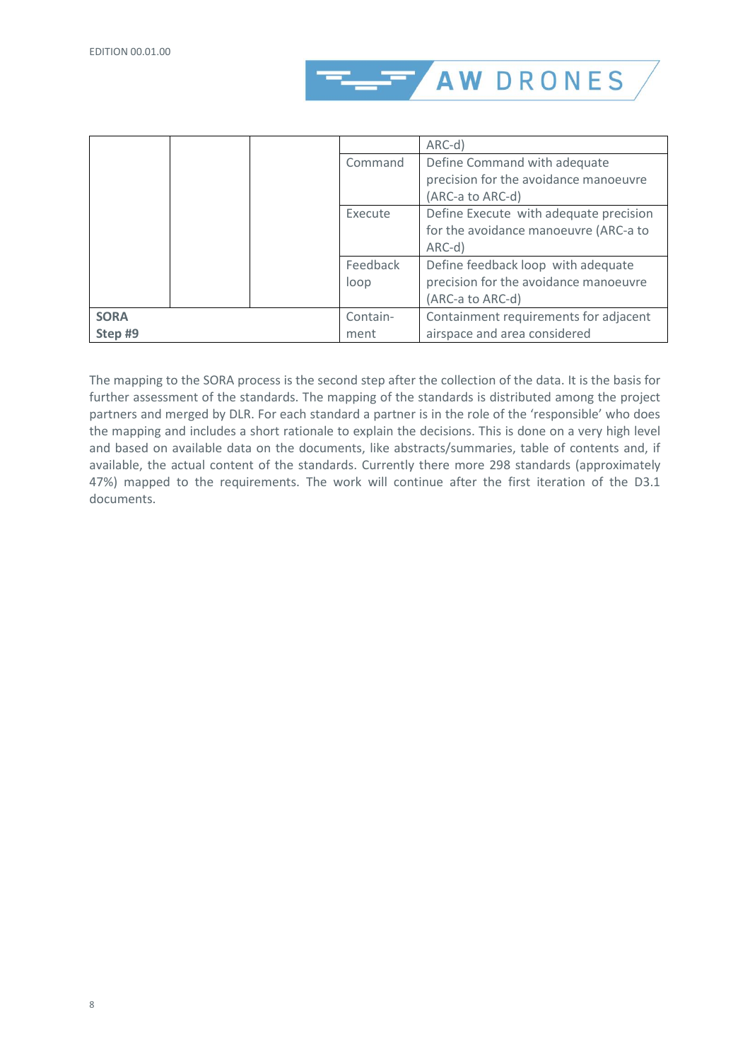|  |  |  |  | ARC-d) |
|---|---|---|---|---|
|  |  |  | Command | Define Command with adequate precision for the avoidance manoeuvre (ARC-a to ARC-d) |
|  |  |  | Execute | Define Execute with adequate precision for the avoidance manoeuvre (ARC-a to ARC-d) |
|  |  |  | Feedback loop | Define feedback loop with adequate precision for the avoidance manoeuvre (ARC-a to ARC-d) |
| **SORA Step #9** |  |  | Contain-ment | Containment requirements for adjacent airspace and area considered |

The mapping to the SORA process is the second step after the collection of the data. It is the basis for further assessment of the standards. The mapping of the standards is distributed among the project partners and merged by DLR. For each standard a partner is in the role of the 'responsible' who does the mapping and includes a short rationale to explain the decisions. This is done on a very high level and based on available data on the documents, like abstracts/summaries, table of contents and, if available, the actual content of the standards. Currently there more 298 standards (approximately 47%) mapped to the requirements. The work will continue after the first iteration of the D3.1 documents.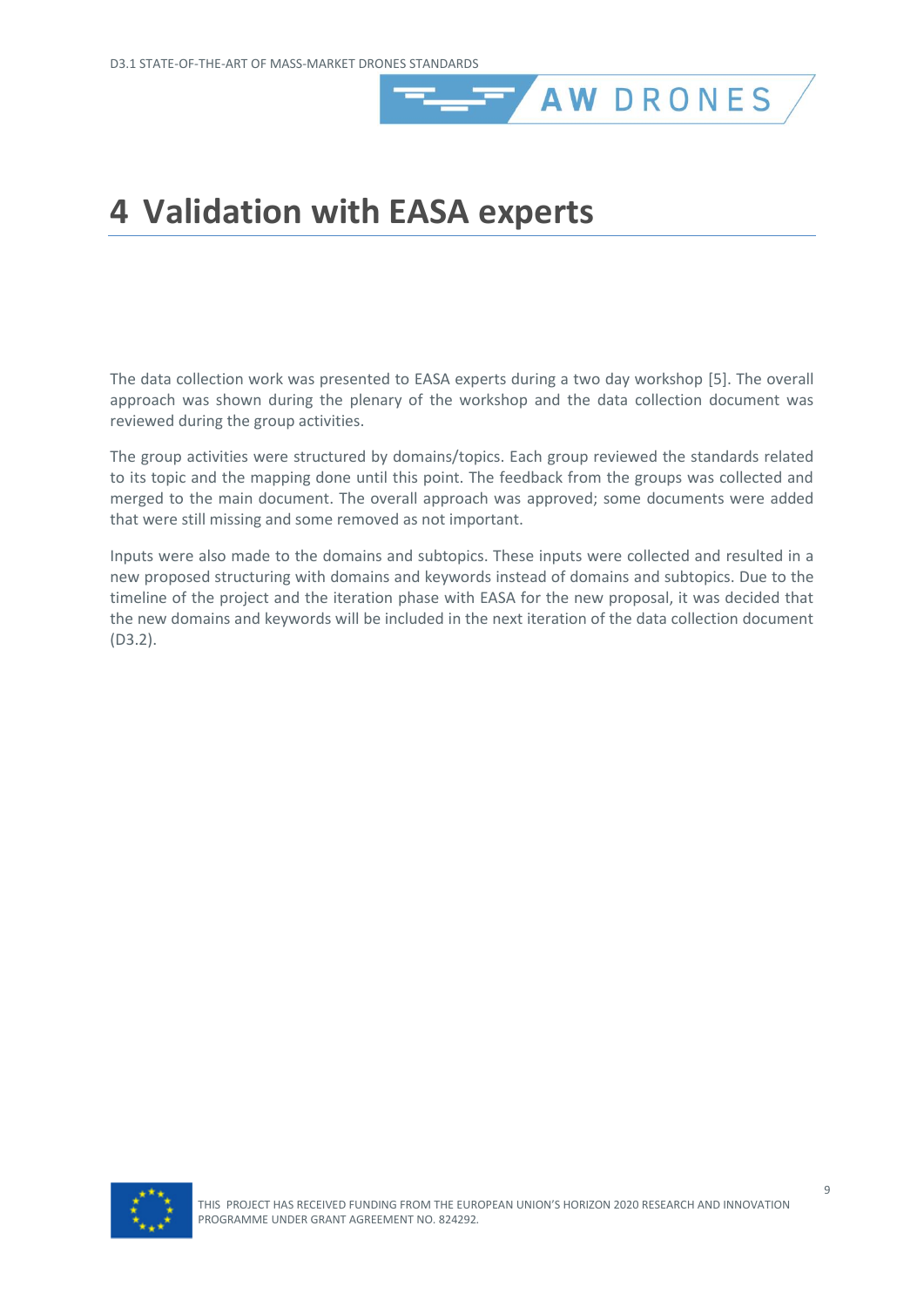# 4 Validation with EASA experts

The data collection work was presented to EASA experts during a two day workshop [5]. The overall approach was shown during the plenary of the workshop and the data collection document was reviewed during the group activities.

The group activities were structured by domains/topics. Each group reviewed the standards related to its topic and the mapping done until this point. The feedback from the groups was collected and merged to the main document. The overall approach was approved; some documents were added that were still missing and some removed as not important.

Inputs were also made to the domains and subtopics. These inputs were collected and resulted in a new proposed structuring with domains and keywords instead of domains and subtopics. Due to the timeline of the project and the iteration phase with EASA for the new proposal, it was decided that the new domains and keywords will be included in the next iteration of the data collection document (D3.2).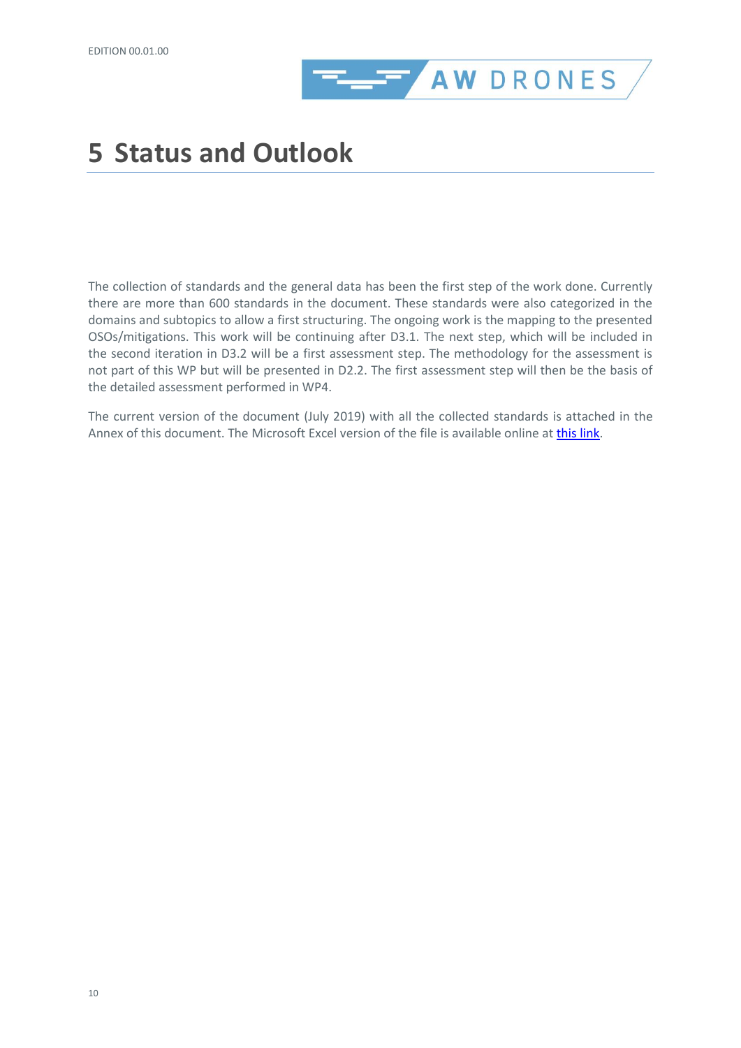# 5 Status and Outlook

The collection of standards and the general data has been the first step of the work done. Currently there are more than 600 standards in the document. These standards were also categorized in the domains and subtopics to allow a first structuring. The ongoing work is the mapping to the presented OSOs/mitigations. This work will be continuing after D3.1. The next step, which will be included in the second iteration in D3.2 will be a first assessment step. The methodology for the assessment is not part of this WP but will be presented in D2.2. The first assessment step will then be the basis of the detailed assessment performed in WP4.

The current version of the document (July 2019) with all the collected standards is attached in the Annex of this document. The Microsoft Excel version of the file is available online at this link.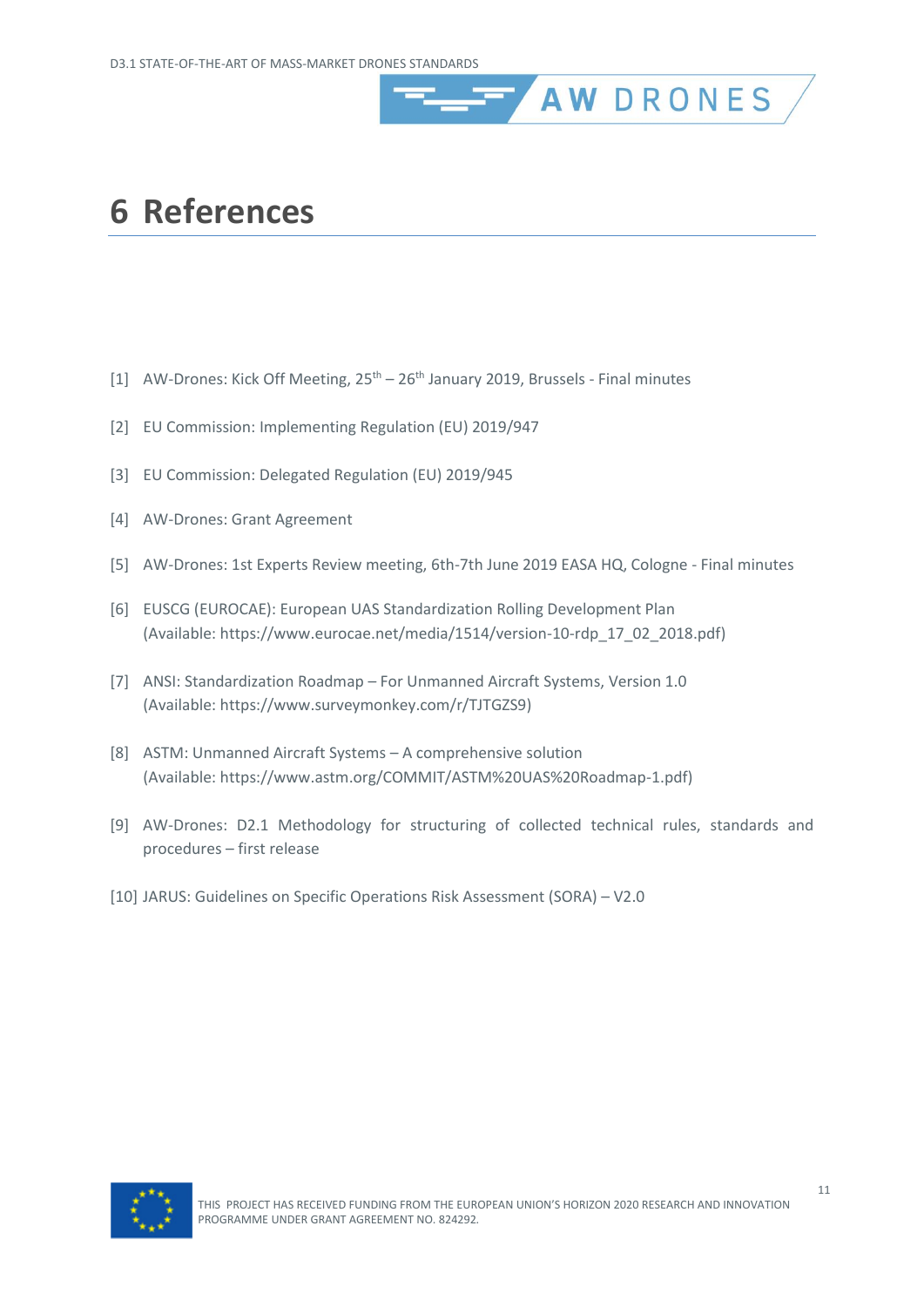# 6 References

[1] AW-Drones: Kick Off Meeting, 25th – 26th January 2019, Brussels - Final minutes

[2] EU Commission: Implementing Regulation (EU) 2019/947

[3] EU Commission: Delegated Regulation (EU) 2019/945

[4] AW-Drones: Grant Agreement

[5] AW-Drones: 1st Experts Review meeting, 6th-7th June 2019 EASA HQ, Cologne - Final minutes

[6] EUSCG (EUROCAE): European UAS Standardization Rolling Development Plan (Available: https://www.eurocae.net/media/1514/version-10-rdp_17_02_2018.pdf)

[7] ANSI: Standardization Roadmap – For Unmanned Aircraft Systems, Version 1.0 (Available: https://www.surveymonkey.com/r/TJTGZS9)

[8] ASTM: Unmanned Aircraft Systems – A comprehensive solution (Available: https://www.astm.org/COMMIT/ASTM%20UAS%20Roadmap-1.pdf)

[9] AW-Drones: D2.1 Methodology for structuring of collected technical rules, standards and procedures – first release

[10] JARUS: Guidelines on Specific Operations Risk Assessment (SORA) – V2.0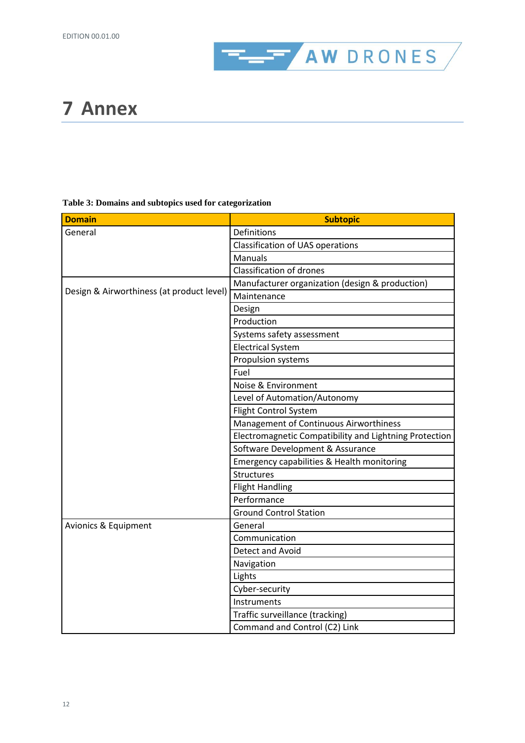# 7 Annex

**Table 3: Domains and subtopics used for categorization**

| Domain | Subtopic |
| --- | --- |
| General | Definitions |
| | Classification of UAS operations |
| | Manuals |
| | Classification of drones |
| Design & Airworthiness (at product level) | Manufacturer organization (design & production) |
| | Maintenance |
| | Design |
| | Production |
| | Systems safety assessment |
| | Electrical System |
| | Propulsion systems |
| | Fuel |
| | Noise & Environment |
| | Level of Automation/Autonomy |
| | Flight Control System |
| | Management of Continuous Airworthiness |
| | Electromagnetic Compatibility and Lightning Protection |
| | Software Development & Assurance |
| | Emergency capabilities & Health monitoring |
| | Structures |
| | Flight Handling |
| | Performance |
| | Ground Control Station |
| Avionics & Equipment | General |
| | Communication |
| | Detect and Avoid |
| | Navigation |
| | Lights |
| | Cyber-security |
| | Instruments |
| | Traffic surveillance (tracking) |
| | Command and Control (C2) Link |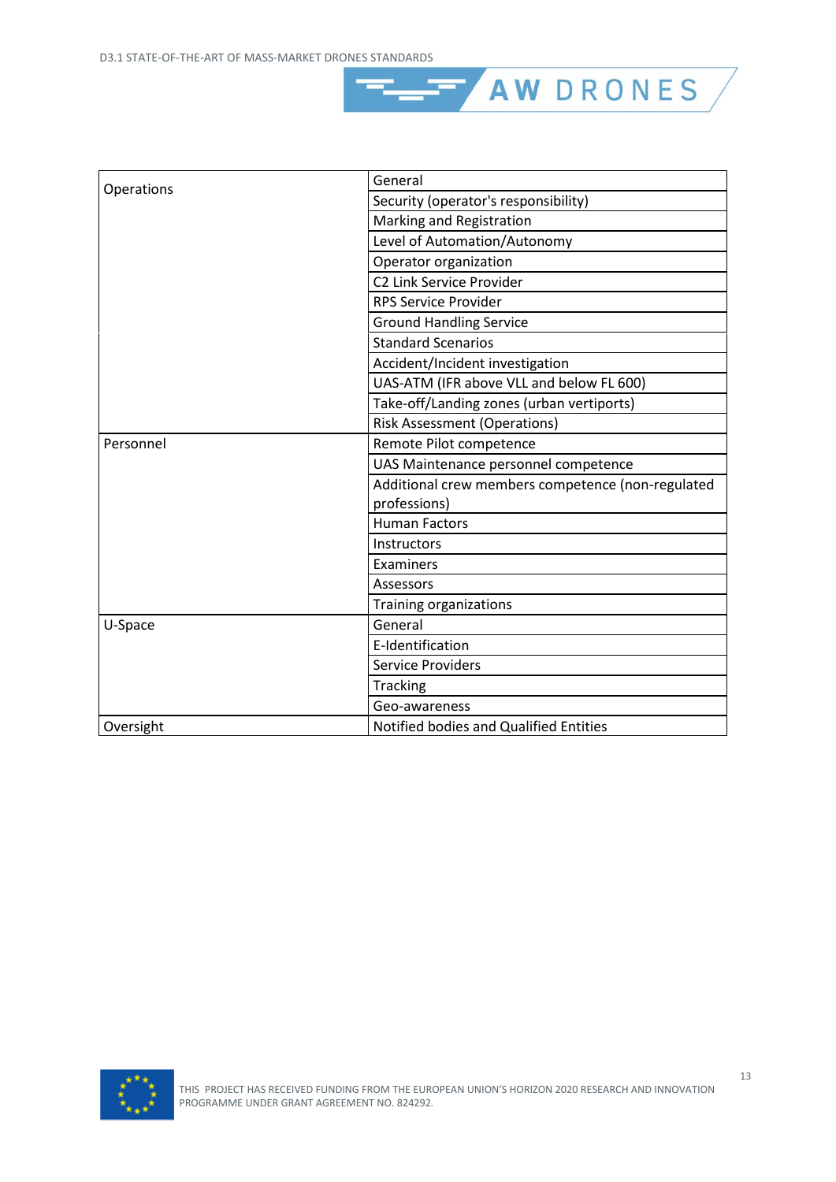| | |
|---|---|
| Operations | General |
| | Security (operator's responsibility) |
| | Marking and Registration |
| | Level of Automation/Autonomy |
| | Operator organization |
| | C2 Link Service Provider |
| | RPS Service Provider |
| | Ground Handling Service |
| | Standard Scenarios |
| | Accident/Incident investigation |
| | UAS-ATM (IFR above VLL and below FL 600) |
| | Take-off/Landing zones (urban vertiports) |
| | Risk Assessment (Operations) |
| Personnel | Remote Pilot competence |
| | UAS Maintenance personnel competence |
| | Additional crew members competence (non-regulated professions) |
| | Human Factors |
| | Instructors |
| | Examiners |
| | Assessors |
| | Training organizations |
| U-Space | General |
| | E-Identification |
| | Service Providers |
| | Tracking |
| | Geo-awareness |
| Oversight | Notified bodies and Qualified Entities |